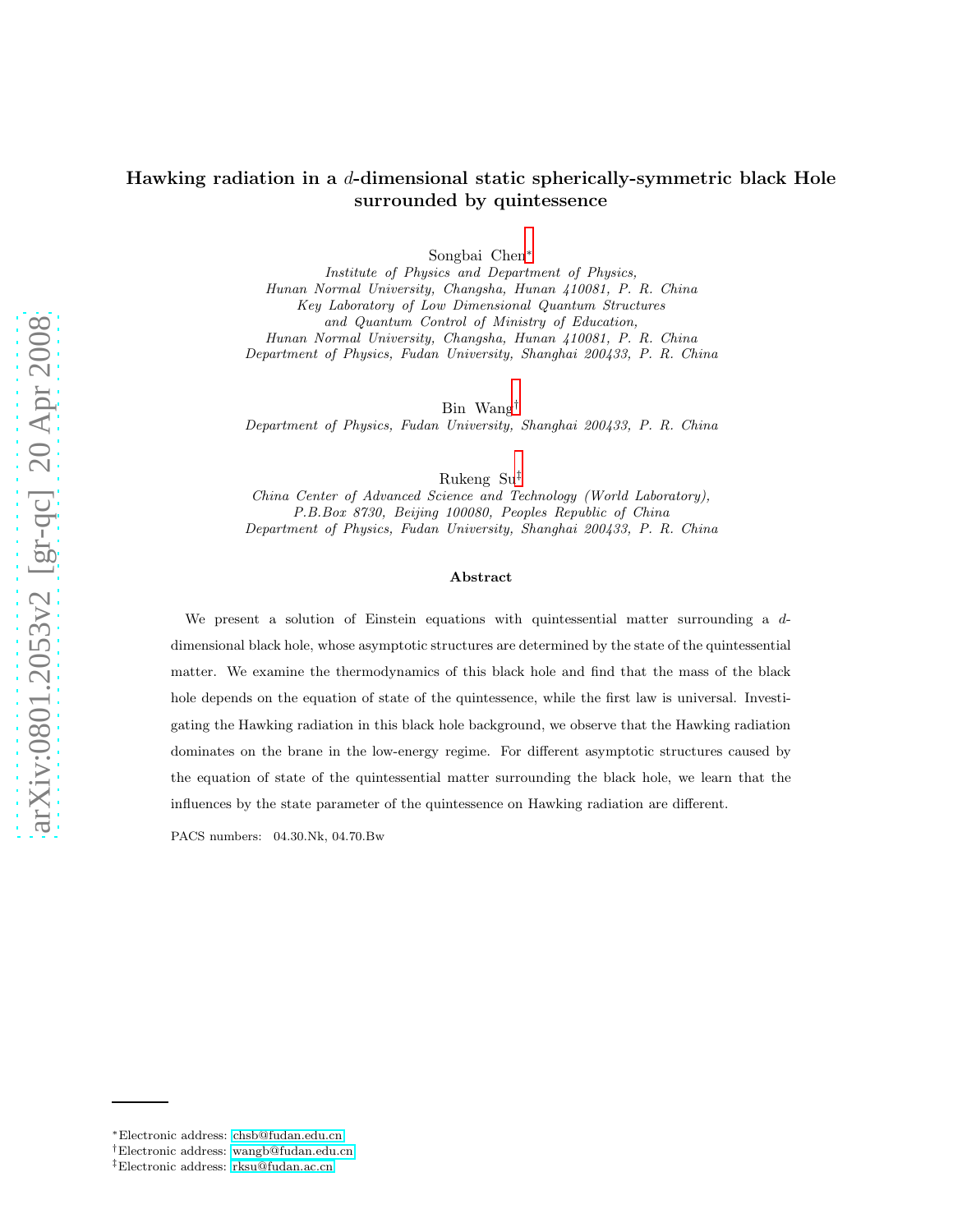# Hawking radiation in a $d$-dimensional static spherically-symmetric black Hole surrounded by quintessence

Songbai Chen*

*Institute of Physics and Department of Physics,*
*Hunan Normal University, Changsha, Hunan 410081, P. R. China*
*Key Laboratory of Low Dimensional Quantum Structures*
*and Quantum Control of Ministry of Education,*
*Hunan Normal University, Changsha, Hunan 410081, P. R. China*
*Department of Physics, Fudan University, Shanghai 200433, P. R. China*

Bin Wang†

*Department of Physics, Fudan University, Shanghai 200433, P. R. China*

Rukeng Su‡

*China Center of Advanced Science and Technology (World Laboratory),*
*P.B.Box 8730, Beijing 100080, Peoples Republic of China*
*Department of Physics, Fudan University, Shanghai 200433, P. R. China*

### Abstract

We present a solution of Einstein equations with quintessential matter surrounding a $d$-dimensional black hole, whose asymptotic structures are determined by the state of the quintessential matter. We examine the thermodynamics of this black hole and find that the mass of the black hole depends on the equation of state of the quintessence, while the first law is universal. Investigating the Hawking radiation in this black hole background, we observe that the Hawking radiation dominates on the brane in the low-energy regime. For different asymptotic structures caused by the equation of state of the quintessential matter surrounding the black hole, we learn that the influences by the state parameter of the quintessence on Hawking radiation are different.

PACS numbers: 04.30.Nk, 04.70.Bw

---

*Electronic address: chsb@fudan.edu.cn
†Electronic address: wangb@fudan.edu.cn
‡Electronic address: rksu@fudan.ac.cn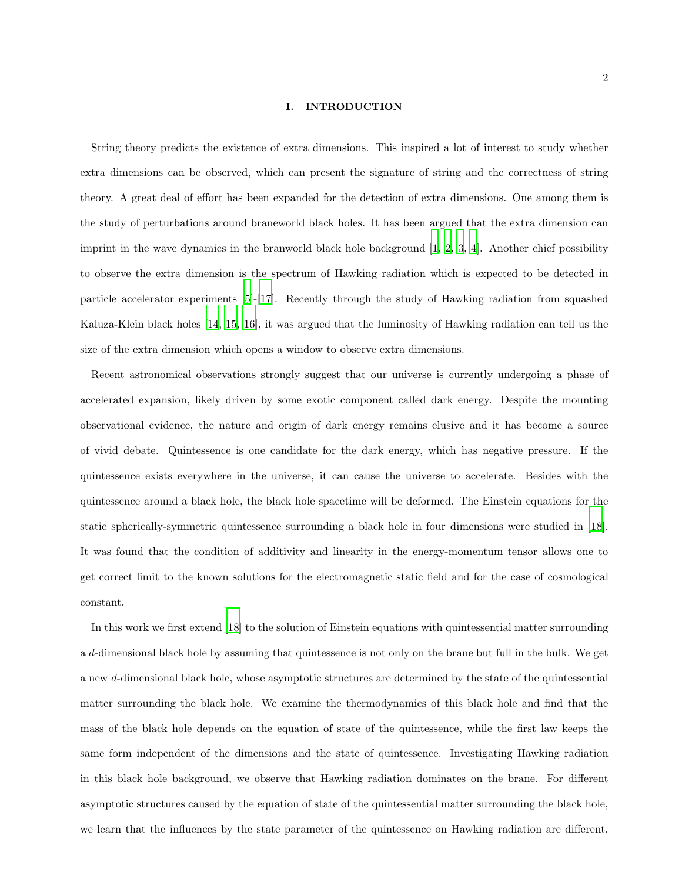## I. INTRODUCTION

String theory predicts the existence of extra dimensions. This inspired a lot of interest to study whether extra dimensions can be observed, which can present the signature of string and the correctness of string theory. A great deal of effort has been expanded for the detection of extra dimensions. One among them is the study of perturbations around braneworld black holes. It has been argued that the extra dimension can imprint in the wave dynamics in the branworld black hole background [1, 2, 3, 4]. Another chief possibility to observe the extra dimension is the spectrum of Hawking radiation which is expected to be detected in particle accelerator experiments [5]-[17]. Recently through the study of Hawking radiation from squashed Kaluza-Klein black holes [14, 15, 16], it was argued that the luminosity of Hawking radiation can tell us the size of the extra dimension which opens a window to observe extra dimensions.

Recent astronomical observations strongly suggest that our universe is currently undergoing a phase of accelerated expansion, likely driven by some exotic component called dark energy. Despite the mounting observational evidence, the nature and origin of dark energy remains elusive and it has become a source of vivid debate. Quintessence is one candidate for the dark energy, which has negative pressure. If the quintessence exists everywhere in the universe, it can cause the universe to accelerate. Besides with the quintessence around a black hole, the black hole spacetime will be deformed. The Einstein equations for the static spherically-symmetric quintessence surrounding a black hole in four dimensions were studied in [18]. It was found that the condition of additivity and linearity in the energy-momentum tensor allows one to get correct limit to the known solutions for the electromagnetic static field and for the case of cosmological constant.

In this work we first extend [18] to the solution of Einstein equations with quintessential matter surrounding a $d$-dimensional black hole by assuming that quintessence is not only on the brane but full in the bulk. We get a new $d$-dimensional black hole, whose asymptotic structures are determined by the state of the quintessential matter surrounding the black hole. We examine the thermodynamics of this black hole and find that the mass of the black hole depends on the equation of state of the quintessence, while the first law keeps the same form independent of the dimensions and the state of quintessence. Investigating Hawking radiation in this black hole background, we observe that Hawking radiation dominates on the brane. For different asymptotic structures caused by the equation of state of the quintessential matter surrounding the black hole, we learn that the influences by the state parameter of the quintessence on Hawking radiation are different.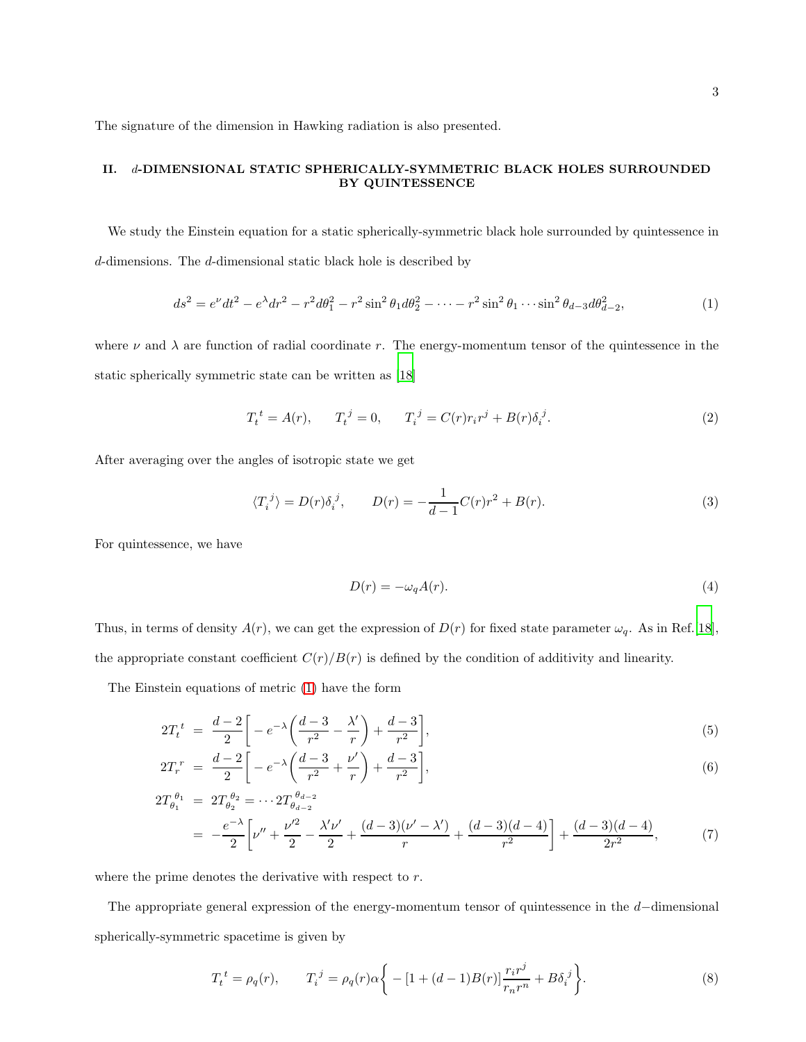The signature of the dimension in Hawking radiation is also presented.

## II. $d$-DIMENSIONAL STATIC SPHERICALLY-SYMMETRIC BLACK HOLES SURROUNDED BY QUINTESSENCE

We study the Einstein equation for a static spherically-symmetric black hole surrounded by quintessence in $d$-dimensions. The $d$-dimensional static black hole is described by

$$ds^2 = e^{\nu}dt^2 - e^{\lambda}dr^2 - r^2 d\theta_1^2 - r^2\sin^2\theta_1 d\theta_2^2 - \cdots - r^2\sin^2\theta_1\cdots\sin^2\theta_{d-3}d\theta_{d-2}^2, \tag{1}$$

where $\nu$ and $\lambda$ are function of radial coordinate $r$. The energy-momentum tensor of the quintessence in the static spherically symmetric state can be written as [18]

$$T_t^{\ t} = A(r), \qquad T_t^{\ j} = 0, \qquad T_i^{\ j} = C(r)r_i r^j + B(r)\delta_i^{\ j}. \tag{2}$$

After averaging over the angles of isotropic state we get

$$\langle T_i^{\ j}\rangle = D(r)\delta_i^{\ j}, \qquad D(r) = -\frac{1}{d-1}C(r)r^2 + B(r). \tag{3}$$

For quintessence, we have

$$D(r) = -\omega_q A(r). \tag{4}$$

Thus, in terms of density $A(r)$, we can get the expression of $D(r)$ for fixed state parameter $\omega_q$. As in Ref.[18], the appropriate constant coefficient $C(r)/B(r)$ is defined by the condition of additivity and linearity.

The Einstein equations of metric (1) have the form

$$2T_t^{\ t} = \frac{d-2}{2}\Big[-e^{-\lambda}\Big(\frac{d-3}{r^2} - \frac{\lambda'}{r}\Big) + \frac{d-3}{r^2}\Big], \tag{5}$$

$$2T_r^{\ r} = \frac{d-2}{2}\Big[-e^{-\lambda}\Big(\frac{d-3}{r^2} + \frac{\nu'}{r}\Big) + \frac{d-3}{r^2}\Big], \tag{6}$$

$$\begin{aligned} 2T_{\theta_1}^{\ \theta_1} &= 2T_{\theta_2}^{\ \theta_2} = \cdots 2T_{\theta_{d-2}}^{\ \theta_{d-2}} \\ &= -\frac{e^{-\lambda}}{2}\Big[\nu'' + \frac{\nu'^2}{2} - \frac{\lambda'\nu'}{2} + \frac{(d-3)(\nu'-\lambda')}{r} + \frac{(d-3)(d-4)}{r^2}\Big] + \frac{(d-3)(d-4)}{2r^2}, \end{aligned} \tag{7}$$

where the prime denotes the derivative with respect to $r$.

The appropriate general expression of the energy-momentum tensor of quintessence in the $d-$dimensional spherically-symmetric spacetime is given by

$$T_t^{\ t} = \rho_q(r), \qquad T_i^{\ j} = \rho_q(r)\alpha\Big\{-[1+(d-1)B(r)]\frac{r_i r^j}{r_n r^n} + B\delta_i^{\ j}\Big\}. \tag{8}$$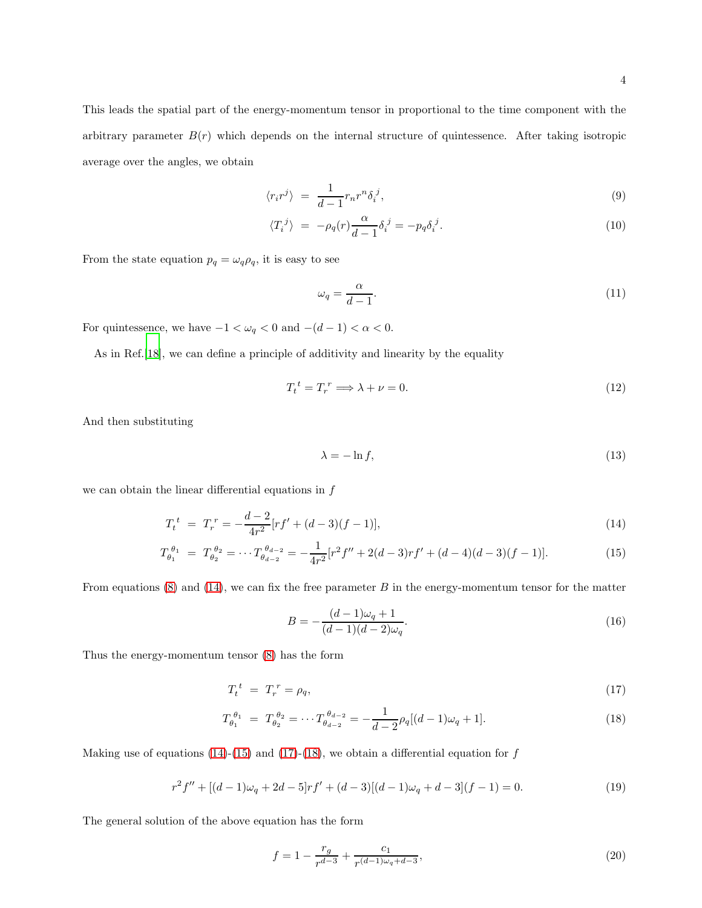This leads the spatial part of the energy-momentum tensor in proportional to the time component with the arbitrary parameter $B(r)$ which depends on the internal structure of quintessence. After taking isotropic average over the angles, we obtain

$$
\begin{aligned}
\langle r_i r^j \rangle &= \frac{1}{d-1} r_n r^n \delta_i^{\ j}, \qquad (9) \\
\langle T_i^{\ j} \rangle &= -\rho_q(r) \frac{\alpha}{d-1} \delta_i^{\ j} = -p_q \delta_i^{\ j}. \qquad (10)
\end{aligned}
$$

From the state equation $p_q = \omega_q \rho_q$, it is easy to see

$$
\omega_q = \frac{\alpha}{d-1}. \qquad (11)
$$

For quintessence, we have $-1 < \omega_q < 0$ and $-(d-1) < \alpha < 0$.

As in Ref.[18], we can define a principle of additivity and linearity by the equality

$$
T_t^{\ t} = T_r^{\ r} \Longrightarrow \lambda + \nu = 0. \qquad (12)
$$

And then substituting

$$
\lambda = -\ln f, \qquad (13)
$$

we can obtain the linear differential equations in $f$

$$
\begin{aligned}
T_t^{\ t} &= T_r^{\ r} = -\frac{d-2}{4r^2}[rf' + (d-3)(f-1)], \qquad (14) \\
T_{\theta_1}^{\ \theta_1} &= T_{\theta_2}^{\ \theta_2} = \cdots T_{\theta_{d-2}}^{\ \theta_{d-2}} = -\frac{1}{4r^2}[r^2 f'' + 2(d-3)rf' + (d-4)(d-3)(f-1)]. \qquad (15)
\end{aligned}
$$

From equations (8) and (14), we can fix the free parameter $B$ in the energy-momentum tensor for the matter

$$
B = -\frac{(d-1)\omega_q + 1}{(d-1)(d-2)\omega_q}. \qquad (16)
$$

Thus the energy-momentum tensor (8) has the form

$$
\begin{aligned}
T_t^{\ t} &= T_r^{\ r} = \rho_q, \qquad (17) \\
T_{\theta_1}^{\ \theta_1} &= T_{\theta_2}^{\ \theta_2} = \cdots T_{\theta_{d-2}}^{\ \theta_{d-2}} = -\frac{1}{d-2}\rho_q[(d-1)\omega_q + 1]. \qquad (18)
\end{aligned}
$$

Making use of equations (14)-(15) and (17)-(18), we obtain a differential equation for $f$

$$
r^2 f'' + [(d-1)\omega_q + 2d - 5]rf' + (d-3)[(d-1)\omega_q + d - 3](f-1) = 0. \qquad (19)
$$

The general solution of the above equation has the form

$$
f = 1 - \frac{r_g}{r^{d-3}} + \frac{c_1}{r^{(d-1)\omega_q + d - 3}}, \qquad (20)
$$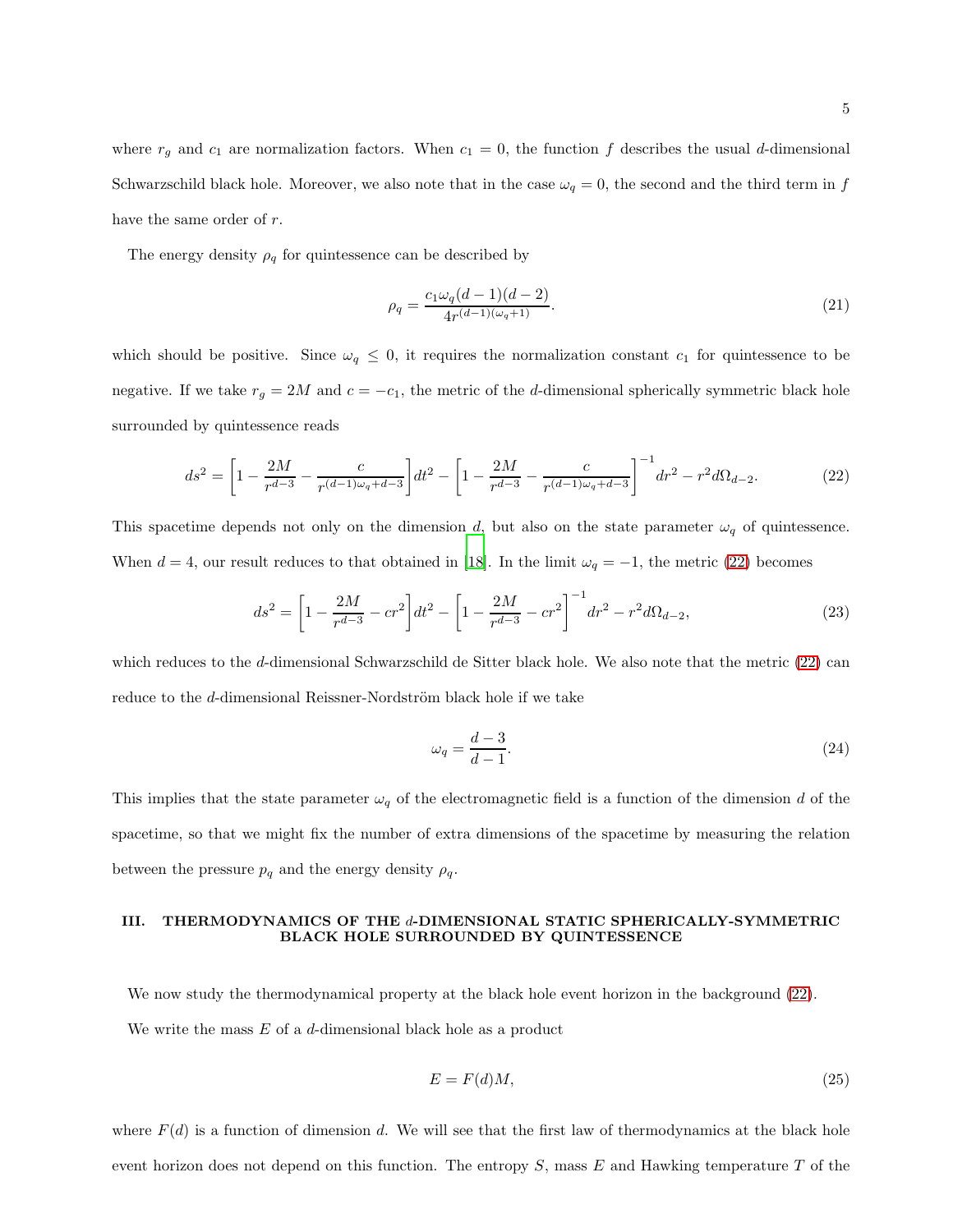where $r_g$ and $c_1$ are normalization factors. When $c_1 = 0$, the function $f$ describes the usual $d$-dimensional Schwarzschild black hole. Moreover, we also note that in the case $\omega_q = 0$, the second and the third term in $f$ have the same order of $r$.

The energy density $\rho_q$ for quintessence can be described by

$$\rho_q = \frac{c_1 \omega_q (d-1)(d-2)}{4r^{(d-1)(\omega_q+1)}}. \tag{21}$$

which should be positive. Since $\omega_q \leq 0$, it requires the normalization constant $c_1$ for quintessence to be negative. If we take $r_g = 2M$ and $c = -c_1$, the metric of the $d$-dimensional spherically symmetric black hole surrounded by quintessence reads

$$ds^2 = \left[1 - \frac{2M}{r^{d-3}} - \frac{c}{r^{(d-1)\omega_q+d-3}}\right]dt^2 - \left[1 - \frac{2M}{r^{d-3}} - \frac{c}{r^{(d-1)\omega_q+d-3}}\right]^{-1} dr^2 - r^2 d\Omega_{d-2}. \tag{22}$$

This spacetime depends not only on the dimension $d$, but also on the state parameter $\omega_q$ of quintessence. When $d = 4$, our result reduces to that obtained in [18]. In the limit $\omega_q = -1$, the metric (22) becomes

$$ds^2 = \left[1 - \frac{2M}{r^{d-3}} - cr^2\right]dt^2 - \left[1 - \frac{2M}{r^{d-3}} - cr^2\right]^{-1} dr^2 - r^2 d\Omega_{d-2}, \tag{23}$$

which reduces to the $d$-dimensional Schwarzschild de Sitter black hole. We also note that the metric (22) can reduce to the $d$-dimensional Reissner-Nordström black hole if we take

$$\omega_q = \frac{d-3}{d-1}. \tag{24}$$

This implies that the state parameter $\omega_q$ of the electromagnetic field is a function of the dimension $d$ of the spacetime, so that we might fix the number of extra dimensions of the spacetime by measuring the relation between the pressure $p_q$ and the energy density $\rho_q$.

## III. THERMODYNAMICS OF THE $d$-DIMENSIONAL STATIC SPHERICALLY-SYMMETRIC BLACK HOLE SURROUNDED BY QUINTESSENCE

We now study the thermodynamical property at the black hole event horizon in the background (22).

We write the mass $E$ of a $d$-dimensional black hole as a product

$$E = F(d)M, \tag{25}$$

where $F(d)$ is a function of dimension $d$. We will see that the first law of thermodynamics at the black hole event horizon does not depend on this function. The entropy $S$, mass $E$ and Hawking temperature $T$ of the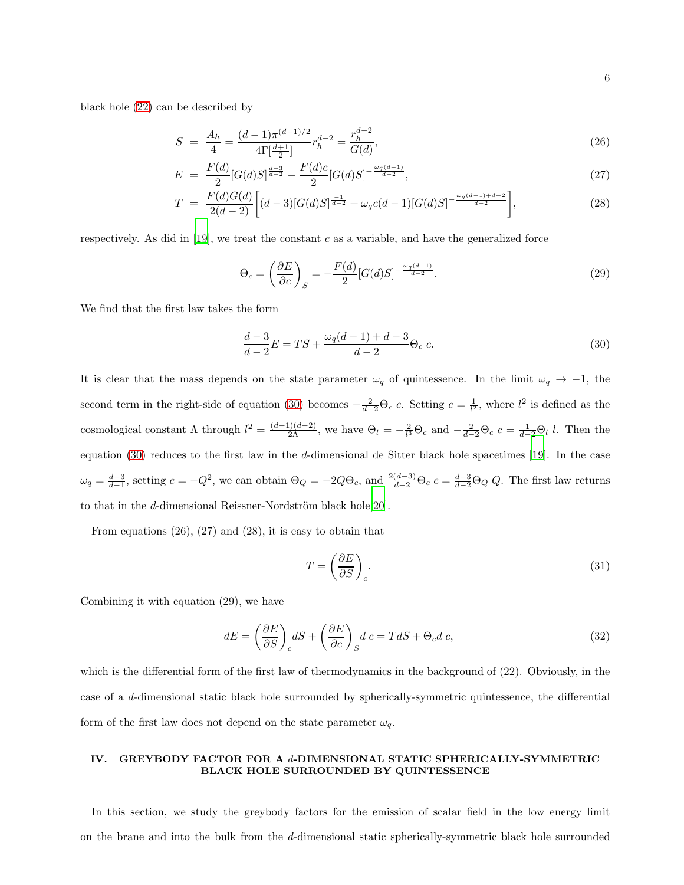black hole (22) can be described by

$$S = \frac{A_h}{4} = \frac{(d-1)\pi^{(d-1)/2}}{4\Gamma[\frac{d+1}{2}]} r_h^{d-2} = \frac{r_h^{d-2}}{G(d)}, \tag{26}$$

$$E = \frac{F(d)}{2}[G(d)S]^{\frac{d-3}{d-2}} - \frac{F(d)c}{2}[G(d)S]^{-\frac{\omega_q(d-1)}{d-2}}, \tag{27}$$

$$T = \frac{F(d)G(d)}{2(d-2)}\left[(d-3)[G(d)S]^{\frac{-1}{d-2}} + \omega_q c(d-1)[G(d)S]^{-\frac{\omega_q(d-1)+d-2}{d-2}}\right], \tag{28}$$

respectively. As did in [19], we treat the constant $c$ as a variable, and have the generalized force

$$\Theta_c = \left(\frac{\partial E}{\partial c}\right)_S = -\frac{F(d)}{2}[G(d)S]^{-\frac{\omega_q(d-1)}{d-2}}. \tag{29}$$

We find that the first law takes the form

$$\frac{d-3}{d-2}E = TS + \frac{\omega_q(d-1)+d-3}{d-2}\Theta_c\, c. \tag{30}$$

It is clear that the mass depends on the state parameter $\omega_q$ of quintessence. In the limit $\omega_q \to -1$, the second term in the right-side of equation (30) becomes $-\frac{2}{d-2}\Theta_c\, c$. Setting $c = \frac{1}{l^2}$, where $l^2$ is defined as the cosmological constant $\Lambda$ through $l^2 = \frac{(d-1)(d-2)}{2\Lambda}$, we have $\Theta_l = -\frac{2}{l^3}\Theta_c$ and $-\frac{2}{d-2}\Theta_c\, c = \frac{1}{d-2}\Theta_l\, l$. Then the equation (30) reduces to the first law in the $d$-dimensional de Sitter black hole spacetimes [19]. In the case $\omega_q = \frac{d-3}{d-1}$, setting $c = -Q^2$, we can obtain $\Theta_Q = -2Q\Theta_c$, and $\frac{2(d-3)}{d-2}\Theta_c\, c = \frac{d-3}{d-2}\Theta_Q\, Q$. The first law returns to that in the $d$-dimensional Reissner-Nordström black hole[20].

From equations (26), (27) and (28), it is easy to obtain that

$$T = \left(\frac{\partial E}{\partial S}\right)_c. \tag{31}$$

Combining it with equation (29), we have

$$dE = \left(\frac{\partial E}{\partial S}\right)_c dS + \left(\frac{\partial E}{\partial c}\right)_S d\,c = TdS + \Theta_c d\,c, \tag{32}$$

which is the differential form of the first law of thermodynamics in the background of (22). Obviously, in the case of a $d$-dimensional static black hole surrounded by spherically-symmetric quintessence, the differential form of the first law does not depend on the state parameter $\omega_q$.

## IV. GREYBODY FACTOR FOR A $d$-DIMENSIONAL STATIC SPHERICALLY-SYMMETRIC BLACK HOLE SURROUNDED BY QUINTESSENCE

In this section, we study the greybody factors for the emission of scalar field in the low energy limit on the brane and into the bulk from the $d$-dimensional static spherically-symmetric black hole surrounded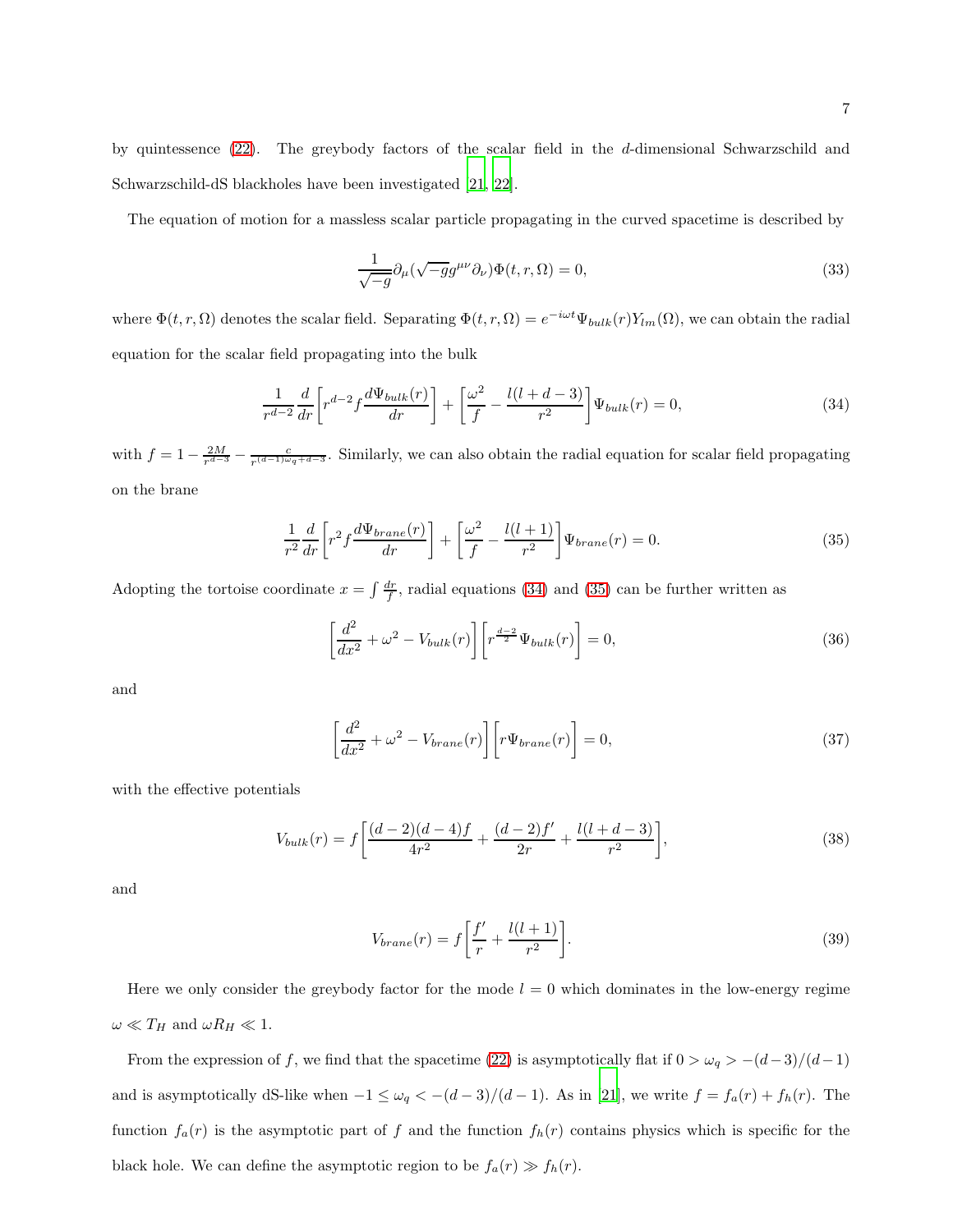by quintessence (22). The greybody factors of the scalar field in the $d$-dimensional Schwarzschild and Schwarzschild-dS blackholes have been investigated [21, 22].

The equation of motion for a massless scalar particle propagating in the curved spacetime is described by

$$\frac{1}{\sqrt{-g}}\partial_\mu(\sqrt{-g}g^{\mu\nu}\partial_\nu)\Phi(t,r,\Omega)=0, \tag{33}$$

where $\Phi(t,r,\Omega)$ denotes the scalar field. Separating $\Phi(t,r,\Omega)=e^{-i\omega t}\Psi_{bulk}(r)Y_{lm}(\Omega)$, we can obtain the radial equation for the scalar field propagating into the bulk

$$\frac{1}{r^{d-2}}\frac{d}{dr}\left[r^{d-2}f\frac{d\Psi_{bulk}(r)}{dr}\right]+\left[\frac{\omega^2}{f}-\frac{l(l+d-3)}{r^2}\right]\Psi_{bulk}(r)=0, \tag{34}$$

with $f=1-\frac{2M}{r^{d-3}}-\frac{c}{r^{(d-1)\omega_q+d-3}}$. Similarly, we can also obtain the radial equation for scalar field propagating on the brane

$$\frac{1}{r^2}\frac{d}{dr}\left[r^2 f\frac{d\Psi_{brane}(r)}{dr}\right]+\left[\frac{\omega^2}{f}-\frac{l(l+1)}{r^2}\right]\Psi_{brane}(r)=0. \tag{35}$$

Adopting the tortoise coordinate $x=\int\frac{dr}{f}$, radial equations (34) and (35) can be further written as

$$\left[\frac{d^2}{dx^2}+\omega^2-V_{bulk}(r)\right]\left[r^{\frac{d-2}{2}}\Psi_{bulk}(r)\right]=0, \tag{36}$$

and

$$\left[\frac{d^2}{dx^2}+\omega^2-V_{brane}(r)\right]\left[r\Psi_{brane}(r)\right]=0, \tag{37}$$

with the effective potentials

$$V_{bulk}(r)=f\left[\frac{(d-2)(d-4)f}{4r^2}+\frac{(d-2)f'}{2r}+\frac{l(l+d-3)}{r^2}\right], \tag{38}$$

and

$$V_{brane}(r)=f\left[\frac{f'}{r}+\frac{l(l+1)}{r^2}\right]. \tag{39}$$

Here we only consider the greybody factor for the mode $l=0$ which dominates in the low-energy regime $\omega\ll T_H$ and $\omega R_H\ll 1$.

From the expression of $f$, we find that the spacetime (22) is asymptotically flat if $0>\omega_q>-(d-3)/(d-1)$ and is asymptotically dS-like when $-1\leq\omega_q<-(d-3)/(d-1)$. As in [21], we write $f=f_a(r)+f_h(r)$. The function $f_a(r)$ is the asymptotic part of $f$ and the function $f_h(r)$ contains physics which is specific for the black hole. We can define the asymptotic region to be $f_a(r)\gg f_h(r)$.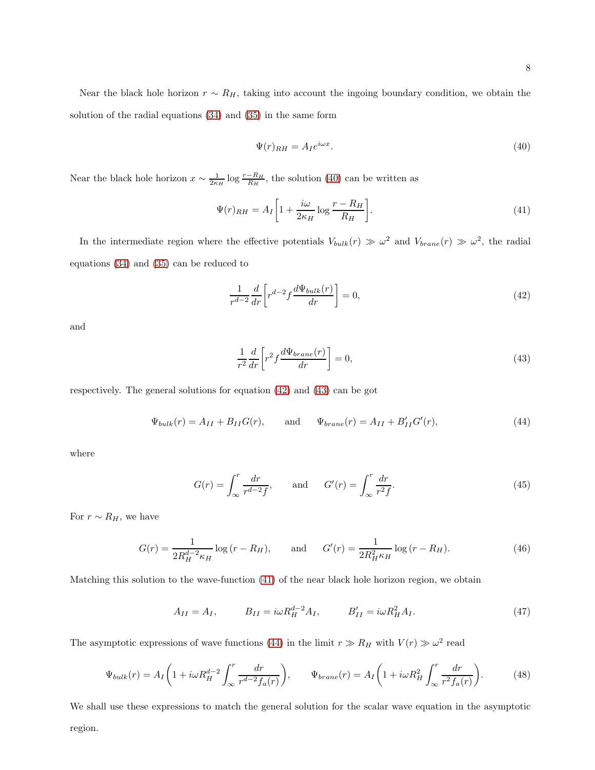Near the black hole horizon $r \sim R_H$, taking into account the ingoing boundary condition, we obtain the solution of the radial equations (34) and (35) in the same form

$$\Psi(r)_{RH} = A_I e^{i\omega x}. \tag{40}$$

Near the black hole horizon $x \sim \frac{1}{2\kappa_H} \log \frac{r-R_H}{R_H}$, the solution (40) can be written as

$$\Psi(r)_{RH} = A_I \left[ 1 + \frac{i\omega}{2\kappa_H} \log \frac{r - R_H}{R_H} \right]. \tag{41}$$

In the intermediate region where the effective potentials $V_{bulk}(r) \gg \omega^2$ and $V_{brane}(r) \gg \omega^2$, the radial equations (34) and (35) can be reduced to

$$\frac{1}{r^{d-2}} \frac{d}{dr} \left[ r^{d-2} f \frac{d\Psi_{bulk}(r)}{dr} \right] = 0, \tag{42}$$

and

$$\frac{1}{r^2} \frac{d}{dr} \left[ r^2 f \frac{d\Psi_{brane}(r)}{dr} \right] = 0, \tag{43}$$

respectively. The general solutions for equation (42) and (43) can be got

$$\Psi_{bulk}(r) = A_{II} + B_{II} G(r), \qquad \text{and} \qquad \Psi_{brane}(r) = A_{II} + B'_{II} G'(r), \tag{44}$$

where

$$G(r) = \int_{\infty}^{r} \frac{dr}{r^{d-2} f}, \qquad \text{and} \qquad G'(r) = \int_{\infty}^{r} \frac{dr}{r^2 f}. \tag{45}$$

For $r \sim R_H$, we have

$$G(r) = \frac{1}{2 R_H^{d-2} \kappa_H} \log{(r - R_H)}, \qquad \text{and} \qquad G'(r) = \frac{1}{2 R_H^2 \kappa_H} \log{(r - R_H)}. \tag{46}$$

Matching this solution to the wave-function (41) of the near black hole horizon region, we obtain

$$A_{II} = A_I, \qquad B_{II} = i\omega R_H^{d-2} A_I, \qquad B'_{II} = i\omega R_H^2 A_I. \tag{47}$$

The asymptotic expressions of wave functions (44) in the limit $r \gg R_H$ with $V(r) \gg \omega^2$ read

$$\Psi_{bulk}(r) = A_I \left( 1 + i\omega R_H^{d-2} \int_{\infty}^{r} \frac{dr}{r^{d-2} f_a(r)} \right), \qquad \Psi_{brane}(r) = A_I \left( 1 + i\omega R_H^2 \int_{\infty}^{r} \frac{dr}{r^2 f_a(r)} \right). \tag{48}$$

We shall use these expressions to match the general solution for the scalar wave equation in the asymptotic region.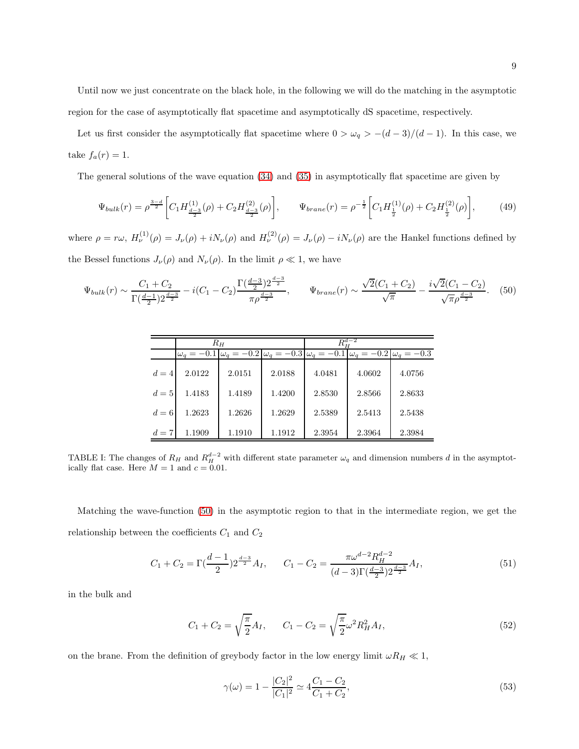Until now we just concentrate on the black hole, in the following we will do the matching in the asymptotic region for the case of asymptotically flat spacetime and asymptotically dS spacetime, respectively.

Let us first consider the asymptotically flat spacetime where $0 > \omega_q > -(d-3)/(d-1)$. In this case, we take $f_a(r) = 1$.

The general solutions of the wave equation (34) and (35) in asymptotically flat spacetime are given by

$$\Psi_{bulk}(r) = \rho^{\frac{3-d}{2}}\Big[C_1 H^{(1)}_{\frac{d-3}{2}}(\rho) + C_2 H^{(2)}_{\frac{d-3}{2}}(\rho)\Big], \qquad \Psi_{brane}(r) = \rho^{-\frac{1}{2}}\Big[C_1 H^{(1)}_{\frac{1}{2}}(\rho) + C_2 H^{(2)}_{\frac{1}{2}}(\rho)\Big], \tag{49}$$

where $\rho = r\omega$, $H^{(1)}_\nu(\rho) = J_\nu(\rho) + iN_\nu(\rho)$ and $H^{(2)}_\nu(\rho) = J_\nu(\rho) - iN_\nu(\rho)$ are the Hankel functions defined by the Bessel functions $J_\nu(\rho)$ and $N_\nu(\rho)$. In the limit $\rho \ll 1$, we have

$$\Psi_{bulk}(r) \sim \frac{C_1 + C_2}{\Gamma(\frac{d-1}{2})2^{\frac{d-3}{2}}} - i(C_1 - C_2)\frac{\Gamma(\frac{d-3}{2})2^{\frac{d-3}{2}}}{\pi\rho^{\frac{d-3}{2}}}, \qquad \Psi_{brane}(r) \sim \frac{\sqrt{2}(C_1 + C_2)}{\sqrt{\pi}} - \frac{i\sqrt{2}(C_1 - C_2)}{\sqrt{\pi}\rho^{\frac{d-3}{2}}}. \tag{50}$$

| | $R_H$ | | | $R_H^{d-2}$ | | |
|---|---|---|---|---|---|---|
| | $\omega_q = -0.1$ | $\omega_q = -0.2$ | $\omega_q = -0.3$ | $\omega_q = -0.1$ | $\omega_q = -0.2$ | $\omega_q = -0.3$ |
| $d = 4$ | 2.0122 | 2.0151 | 2.0188 | 4.0481 | 4.0602 | 4.0756 |
| $d = 5$ | 1.4183 | 1.4189 | 1.4200 | 2.8530 | 2.8566 | 2.8633 |
| $d = 6$ | 1.2623 | 1.2626 | 1.2629 | 2.5389 | 2.5413 | 2.5438 |
| $d = 7$ | 1.1909 | 1.1910 | 1.1912 | 2.3954 | 2.3964 | 2.3984 |

TABLE I: The changes of $R_H$ and $R_H^{d-2}$ with different state parameter $\omega_q$ and dimension numbers $d$ in the asymptotically flat case. Here $M = 1$ and $c = 0.01$.

Matching the wave-function (50) in the asymptotic region to that in the intermediate region, we get the relationship between the coefficients $C_1$ and $C_2$

$$C_1 + C_2 = \Gamma(\frac{d-1}{2})2^{\frac{d-3}{2}}A_I, \qquad C_1 - C_2 = \frac{\pi\omega^{d-2}R_H^{d-2}}{(d-3)\Gamma(\frac{d-3}{2})2^{\frac{d-3}{2}}}A_I, \tag{51}$$

in the bulk and

$$C_1 + C_2 = \sqrt{\frac{\pi}{2}}A_I, \qquad C_1 - C_2 = \sqrt{\frac{\pi}{2}}\omega^2 R_H^2 A_I, \tag{52}$$

on the brane. From the definition of greybody factor in the low energy limit $\omega R_H \ll 1$,

$$\gamma(\omega) = 1 - \frac{|C_2|^2}{|C_1|^2} \simeq 4\frac{C_1 - C_2}{C_1 + C_2}, \tag{53}$$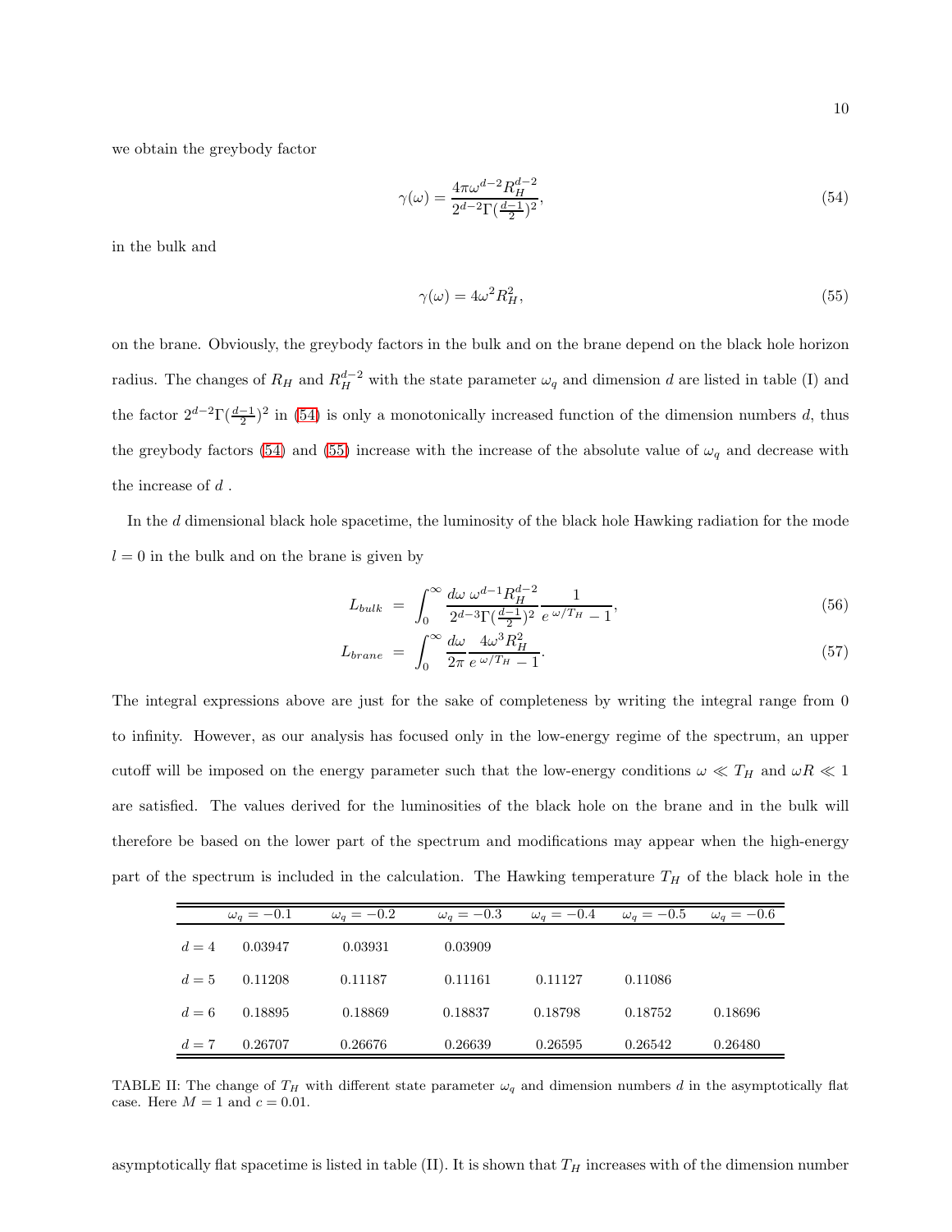we obtain the greybody factor

$$\gamma(\omega) = \frac{4\pi\omega^{d-2}R_H^{d-2}}{2^{d-2}\Gamma(\frac{d-1}{2})^2}, \tag{54}$$

in the bulk and

$$\gamma(\omega) = 4\omega^2 R_H^2, \tag{55}$$

on the brane. Obviously, the greybody factors in the bulk and on the brane depend on the black hole horizon radius. The changes of $R_H$ and $R_H^{d-2}$ with the state parameter $\omega_q$ and dimension $d$ are listed in table (I) and the factor $2^{d-2}\Gamma(\frac{d-1}{2})^2$ in (54) is only a monotonically increased function of the dimension numbers $d$, thus the greybody factors (54) and (55) increase with the increase of the absolute value of $\omega_q$ and decrease with the increase of $d$ .

In the $d$ dimensional black hole spacetime, the luminosity of the black hole Hawking radiation for the mode $l = 0$ in the bulk and on the brane is given by

$$L_{bulk} = \int_0^\infty \frac{d\omega\ \omega^{d-1}R_H^{d-2}}{2^{d-3}\Gamma(\frac{d-1}{2})^2}\frac{1}{e^{\omega/T_H}-1}, \tag{56}$$

$$L_{brane} = \int_0^\infty \frac{d\omega}{2\pi}\frac{4\omega^3 R_H^2}{e^{\omega/T_H}-1}. \tag{57}$$

The integral expressions above are just for the sake of completeness by writing the integral range from 0 to infinity. However, as our analysis has focused only in the low-energy regime of the spectrum, an upper cutoff will be imposed on the energy parameter such that the low-energy conditions $\omega \ll T_H$ and $\omega R \ll 1$ are satisfied. The values derived for the luminosities of the black hole on the brane and in the bulk will therefore be based on the lower part of the spectrum and modifications may appear when the high-energy part of the spectrum is included in the calculation. The Hawking temperature $T_H$ of the black hole in the

| | $\omega_q = -0.1$ | $\omega_q = -0.2$ | $\omega_q = -0.3$ | $\omega_q = -0.4$ | $\omega_q = -0.5$ | $\omega_q = -0.6$ |
|---|---|---|---|---|---|---|
| $d = 4$ | 0.03947 | 0.03931 | 0.03909 | | | |
| $d = 5$ | 0.11208 | 0.11187 | 0.11161 | 0.11127 | 0.11086 | |
| $d = 6$ | 0.18895 | 0.18869 | 0.18837 | 0.18798 | 0.18752 | 0.18696 |
| $d = 7$ | 0.26707 | 0.26676 | 0.26639 | 0.26595 | 0.26542 | 0.26480 |

TABLE II: The change of $T_H$ with different state parameter $\omega_q$ and dimension numbers $d$ in the asymptotically flat case. Here $M = 1$ and $c = 0.01$.

asymptotically flat spacetime is listed in table (II). It is shown that $T_H$ increases with of the dimension number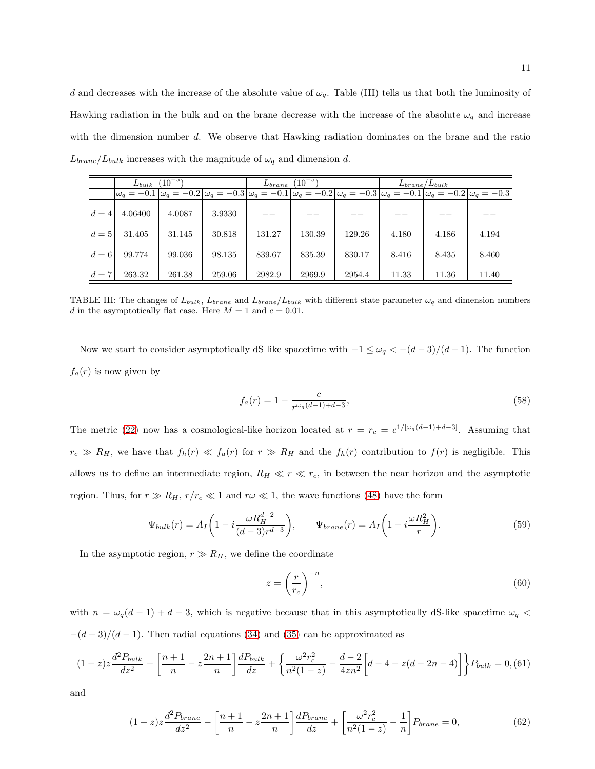$d$ and decreases with the increase of the absolute value of $\omega_q$. Table (III) tells us that both the luminosity of Hawking radiation in the bulk and on the brane decrease with the increase of the absolute $\omega_q$ and increase with the dimension number $d$. We observe that Hawking radiation dominates on the brane and the ratio $L_{brane}/L_{bulk}$ increases with the magnitude of $\omega_q$ and dimension $d$.

| | $L_{bulk}$ $(10^{-5})$ | | | $L_{brane}$ $(10^{-5})$ | | | $L_{brane}/L_{bulk}$ | | |
|---|---|---|---|---|---|---|---|---|---|
| | $\omega_q=-0.1$ | $\omega_q=-0.2$ | $\omega_q=-0.3$ | $\omega_q=-0.1$ | $\omega_q=-0.2$ | $\omega_q=-0.3$ | $\omega_q=-0.1$ | $\omega_q=-0.2$ | $\omega_q=-0.3$ |
| $d=4$ | 4.06400 | 4.0087 | 3.9330 | $--$ | $--$ | $--$ | $--$ | $--$ | $--$ |
| $d=5$ | 31.405 | 31.145 | 30.818 | 131.27 | 130.39 | 129.26 | 4.180 | 4.186 | 4.194 |
| $d=6$ | 99.774 | 99.036 | 98.135 | 839.67 | 835.39 | 830.17 | 8.416 | 8.435 | 8.460 |
| $d=7$ | 263.32 | 261.38 | 259.06 | 2982.9 | 2969.9 | 2954.4 | 11.33 | 11.36 | 11.40 |

TABLE III: The changes of $L_{bulk}$, $L_{brane}$ and $L_{brane}/L_{bulk}$ with different state parameter $\omega_q$ and dimension numbers $d$ in the asymptotically flat case. Here $M=1$ and $c=0.01$.

Now we start to consider asymptotically dS like spacetime with $-1 \leq \omega_q < -(d-3)/(d-1)$. The function $f_a(r)$ is now given by

$$f_a(r) = 1 - \frac{c}{r^{\omega_q(d-1)+d-3}}, \tag{58}$$

The metric (22) now has a cosmological-like horizon located at $r = r_c = c^{1/[\omega_q(d-1)+d-3]}$. Assuming that $r_c \gg R_H$, we have that $f_h(r) \ll f_a(r)$ for $r \gg R_H$ and the $f_h(r)$ contribution to $f(r)$ is negligible. This allows us to define an intermediate region, $R_H \ll r \ll r_c$, in between the near horizon and the asymptotic region. Thus, for $r \gg R_H$, $r/r_c \ll 1$ and $r\omega \ll 1$, the wave functions (48) have the form

$$\Psi_{bulk}(r) = A_I\left(1 - i\frac{\omega R_H^{d-2}}{(d-3)r^{d-3}}\right), \qquad \Psi_{brane}(r) = A_I\left(1 - i\frac{\omega R_H^2}{r}\right). \tag{59}$$

In the asymptotic region, $r \gg R_H$, we define the coordinate

$$z = \left(\frac{r}{r_c}\right)^{-n}, \tag{60}$$

with $n = \omega_q(d-1) + d - 3$, which is negative because that in this asymptotically dS-like spacetime $\omega_q < -(d-3)/(d-1)$. Then radial equations (34) and (35) can be approximated as

$$(1-z)z\frac{d^2P_{bulk}}{dz^2} - \left[\frac{n+1}{n} - z\frac{2n+1}{n}\right]\frac{dP_{bulk}}{dz} + \left\{\frac{\omega^2 r_c^2}{n^2(1-z)} - \frac{d-2}{4zn^2}\left[d-4-z(d-2n-4)\right]\right\}P_{bulk} = 0, \tag{61}$$

and

$$(1-z)z\frac{d^2P_{brane}}{dz^2} - \left[\frac{n+1}{n} - z\frac{2n+1}{n}\right]\frac{dP_{brane}}{dz} + \left[\frac{\omega^2 r_c^2}{n^2(1-z)} - \frac{1}{n}\right]P_{brane} = 0, \tag{62}$$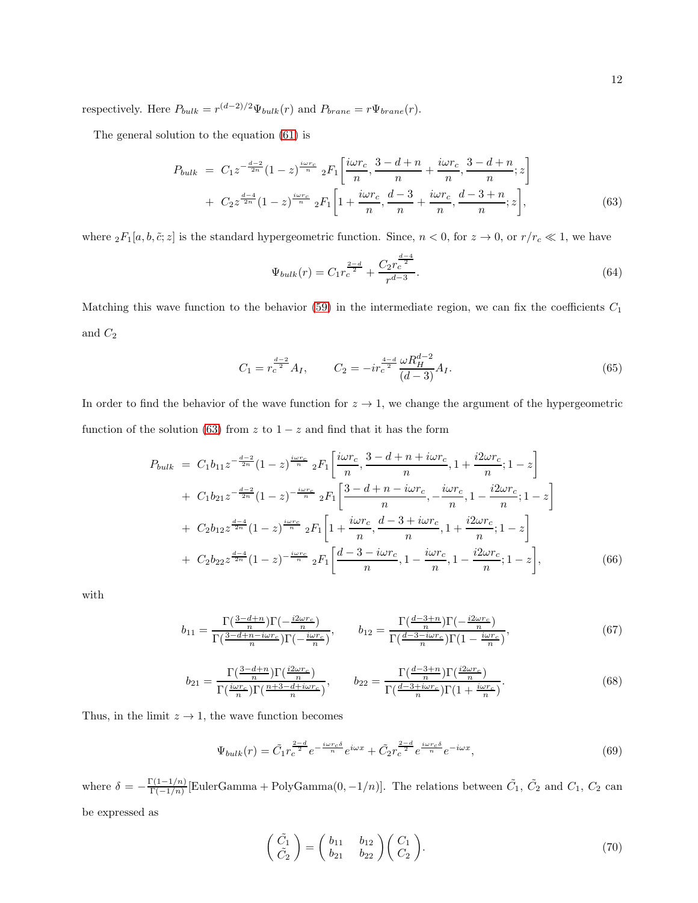respectively. Here $P_{bulk} = r^{(d-2)/2}\Psi_{bulk}(r)$ and $P_{brane} = r\Psi_{brane}(r)$.

The general solution to the equation (61) is

$$
\begin{aligned}
P_{bulk} &= C_1 z^{-\frac{d-2}{2n}}(1-z)^{\frac{i\omega r_c}{n}}\ {}_2F_1\left[\frac{i\omega r_c}{n}, \frac{3-d+n}{n}+\frac{i\omega r_c}{n}, \frac{3-d+n}{n}; z\right] \\
&+ C_2 z^{\frac{d-4}{2n}}(1-z)^{\frac{i\omega r_c}{n}}\ {}_2F_1\left[1+\frac{i\omega r_c}{n}, \frac{d-3}{n}+\frac{i\omega r_c}{n}, \frac{d-3+n}{n}; z\right], \qquad (63)
\end{aligned}
$$

where ${}_2F_1[a, b, \tilde{c}; z]$ is the standard hypergeometric function. Since, $n < 0$, for $z \to 0$, or $r/r_c \ll 1$, we have

$$
\Psi_{bulk}(r) = C_1 r_c^{\frac{2-d}{2}} + \frac{C_2 r_c^{\frac{d-4}{2}}}{r^{d-3}}. \qquad (64)
$$

Matching this wave function to the behavior (59) in the intermediate region, we can fix the coefficients $C_1$ and $C_2$

$$
C_1 = r_c^{\frac{d-2}{2}} A_I, \qquad C_2 = -i r_c^{\frac{4-d}{2}} \frac{\omega R_H^{d-2}}{(d-3)} A_I. \qquad (65)
$$

In order to find the behavior of the wave function for $z \to 1$, we change the argument of the hypergeometric function of the solution (63) from $z$ to $1-z$ and find that it has the form

$$
\begin{aligned}
P_{bulk} &= C_1 b_{11} z^{-\frac{d-2}{2n}}(1-z)^{\frac{i\omega r_c}{n}}\ {}_2F_1\left[\frac{i\omega r_c}{n}, \frac{3-d+n+i\omega r_c}{n}, 1+\frac{i2\omega r_c}{n}; 1-z\right] \\
&+ C_1 b_{21} z^{-\frac{d-2}{2n}}(1-z)^{-\frac{i\omega r_c}{n}}\ {}_2F_1\left[\frac{3-d+n-i\omega r_c}{n}, -\frac{i\omega r_c}{n}, 1-\frac{i2\omega r_c}{n}; 1-z\right] \\
&+ C_2 b_{12} z^{\frac{d-4}{2n}}(1-z)^{\frac{i\omega r_c}{n}}\ {}_2F_1\left[1+\frac{i\omega r_c}{n}, \frac{d-3+i\omega r_c}{n}, 1+\frac{i2\omega r_c}{n}; 1-z\right] \\
&+ C_2 b_{22} z^{\frac{d-4}{2n}}(1-z)^{-\frac{i\omega r_c}{n}}\ {}_2F_1\left[\frac{d-3-i\omega r_c}{n}, 1-\frac{i\omega r_c}{n}, 1-\frac{i2\omega r_c}{n}; 1-z\right], \qquad (66)
\end{aligned}
$$

with

$$
b_{11} = \frac{\Gamma(\frac{3-d+n}{n})\Gamma(-\frac{i2\omega r_c}{n})}{\Gamma(\frac{3-d+n-i\omega r_c}{n})\Gamma(-\frac{i\omega r_c}{n})}, \qquad b_{12} = \frac{\Gamma(\frac{d-3+n}{n})\Gamma(-\frac{i2\omega r_c}{n})}{\Gamma(\frac{d-3-i\omega r_c}{n})\Gamma(1-\frac{i\omega r_c}{n})}, \qquad (67)
$$

$$
b_{21} = \frac{\Gamma(\frac{3-d+n}{n})\Gamma(\frac{i2\omega r_c}{n})}{\Gamma(\frac{i\omega r_c}{n})\Gamma(\frac{n+3-d+i\omega r_c}{n})}, \qquad b_{22} = \frac{\Gamma(\frac{d-3+n}{n})\Gamma(\frac{i2\omega r_c}{n})}{\Gamma(\frac{d-3+i\omega r_c}{n})\Gamma(1+\frac{i\omega r_c}{n})}. \qquad (68)
$$

Thus, in the limit $z \to 1$, the wave function becomes

$$
\Psi_{bulk}(r) = \tilde{C}_1 r_c^{\frac{2-d}{2}} e^{-\frac{i\omega r_c \delta}{n}} e^{i\omega x} + \tilde{C}_2 r_c^{\frac{2-d}{2}} e^{\frac{i\omega r_c \delta}{n}} e^{-i\omega x}, \qquad (69)
$$

where $\delta = -\frac{\Gamma(1-1/n)}{\Gamma(-1/n)}[\text{EulerGamma} + \text{PolyGamma}(0, -1/n)]$. The relations between $\tilde{C}_1$, $\tilde{C}_2$ and $C_1$, $C_2$ can be expressed as

$$
\begin{pmatrix} \tilde{C}_1 \\ \tilde{C}_2 \end{pmatrix} = \begin{pmatrix} b_{11} & b_{12} \\ b_{21} & b_{22} \end{pmatrix} \begin{pmatrix} C_1 \\ C_2 \end{pmatrix}. \qquad (70)
$$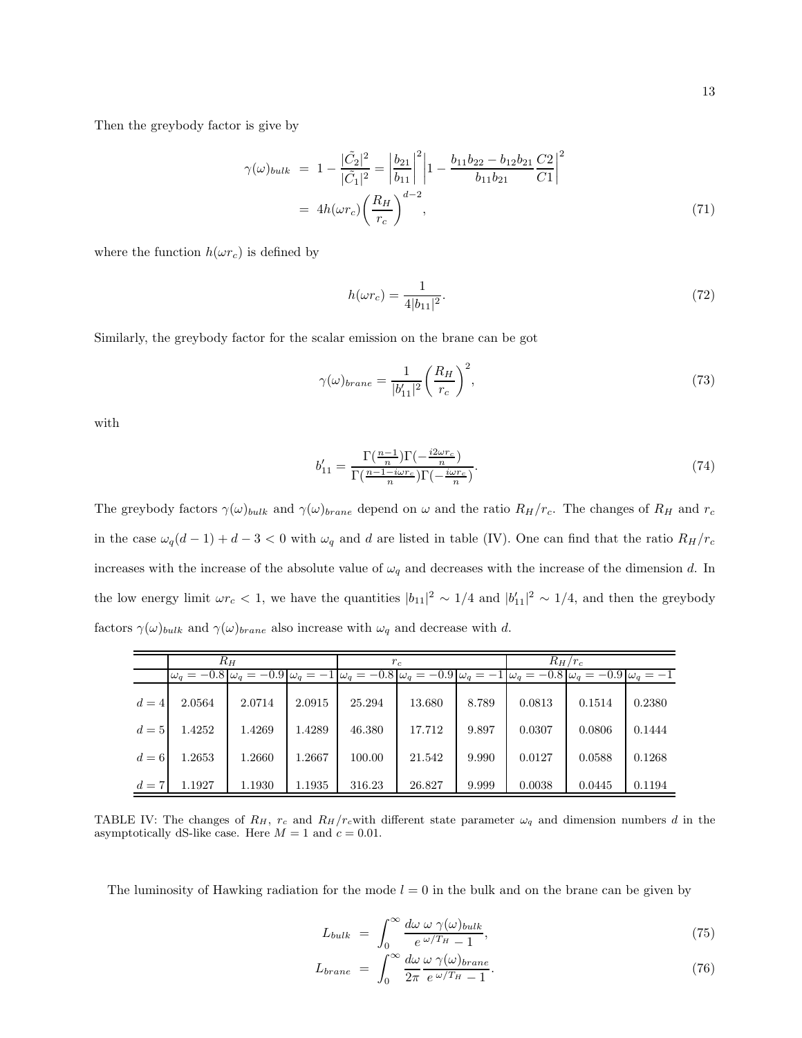Then the greybody factor is give by

$$
\begin{aligned}
\gamma(\omega)_{bulk} &= 1 - \frac{|\tilde{C}_2|^2}{|\tilde{C}_1|^2} = \left|\frac{b_{21}}{b_{11}}\right|^2 \left|1 - \frac{b_{11}b_{22} - b_{12}b_{21}}{b_{11}b_{21}} \frac{C2}{C1}\right|^2 \\
&= 4h(\omega r_c)\left(\frac{R_H}{r_c}\right)^{d-2},
\end{aligned} \tag{71}
$$

where the function $h(\omega r_c)$ is defined by

$$
h(\omega r_c) = \frac{1}{4|b_{11}|^2}. \tag{72}
$$

Similarly, the greybody factor for the scalar emission on the brane can be got

$$
\gamma(\omega)_{brane} = \frac{1}{|b'_{11}|^2}\left(\frac{R_H}{r_c}\right)^2, \tag{73}
$$

with

$$
b'_{11} = \frac{\Gamma(\frac{n-1}{n})\Gamma(-\frac{i2\omega r_c}{n})}{\Gamma(\frac{n-1-i\omega r_c}{n})\Gamma(-\frac{i\omega r_c}{n})}. \tag{74}
$$

The greybody factors $\gamma(\omega)_{bulk}$ and $\gamma(\omega)_{brane}$ depend on $\omega$ and the ratio $R_H/r_c$. The changes of $R_H$ and $r_c$ in the case $\omega_q(d-1)+d-3<0$ with $\omega_q$ and $d$ are listed in table (IV). One can find that the ratio $R_H/r_c$ increases with the increase of the absolute value of $\omega_q$ and decreases with the increase of the dimension $d$. In the low energy limit $\omega r_c < 1$, we have the quantities $|b_{11}|^2 \sim 1/4$ and $|b'_{11}|^2 \sim 1/4$, and then the greybody factors $\gamma(\omega)_{bulk}$ and $\gamma(\omega)_{brane}$ also increase with $\omega_q$ and decrease with $d$.

| | $R_H$ | | | $r_c$ | | | $R_H/r_c$ | | |
|---|---|---|---|---|---|---|---|---|---|
| | $\omega_q=-0.8$ | $\omega_q=-0.9$ | $\omega_q=-1$ | $\omega_q=-0.8$ | $\omega_q=-0.9$ | $\omega_q=-1$ | $\omega_q=-0.8$ | $\omega_q=-0.9$ | $\omega_q=-1$ |
| $d=4$ | 2.0564 | 2.0714 | 2.0915 | 25.294 | 13.680 | 8.789 | 0.0813 | 0.1514 | 0.2380 |
| $d=5$ | 1.4252 | 1.4269 | 1.4289 | 46.380 | 17.712 | 9.897 | 0.0307 | 0.0806 | 0.1444 |
| $d=6$ | 1.2653 | 1.2660 | 1.2667 | 100.00 | 21.542 | 9.990 | 0.0127 | 0.0588 | 0.1268 |
| $d=7$ | 1.1927 | 1.1930 | 1.1935 | 316.23 | 26.827 | 9.999 | 0.0038 | 0.0445 | 0.1194 |

TABLE IV: The changes of $R_H$, $r_c$ and $R_H/r_c$with different state parameter $\omega_q$ and dimension numbers $d$ in the asymptotically dS-like case. Here $M=1$ and $c=0.01$.

The luminosity of Hawking radiation for the mode $l=0$ in the bulk and on the brane can be given by

$$
\begin{aligned}
L_{bulk} &= \int_0^{\infty} \frac{d\omega\ \omega\ \gamma(\omega)_{bulk}}{e^{\omega/T_H}-1}, &(75)\\
L_{brane} &= \int_0^{\infty} \frac{d\omega}{2\pi} \frac{\omega\ \gamma(\omega)_{brane}}{e^{\omega/T_H}-1}. &(76)
\end{aligned}
$$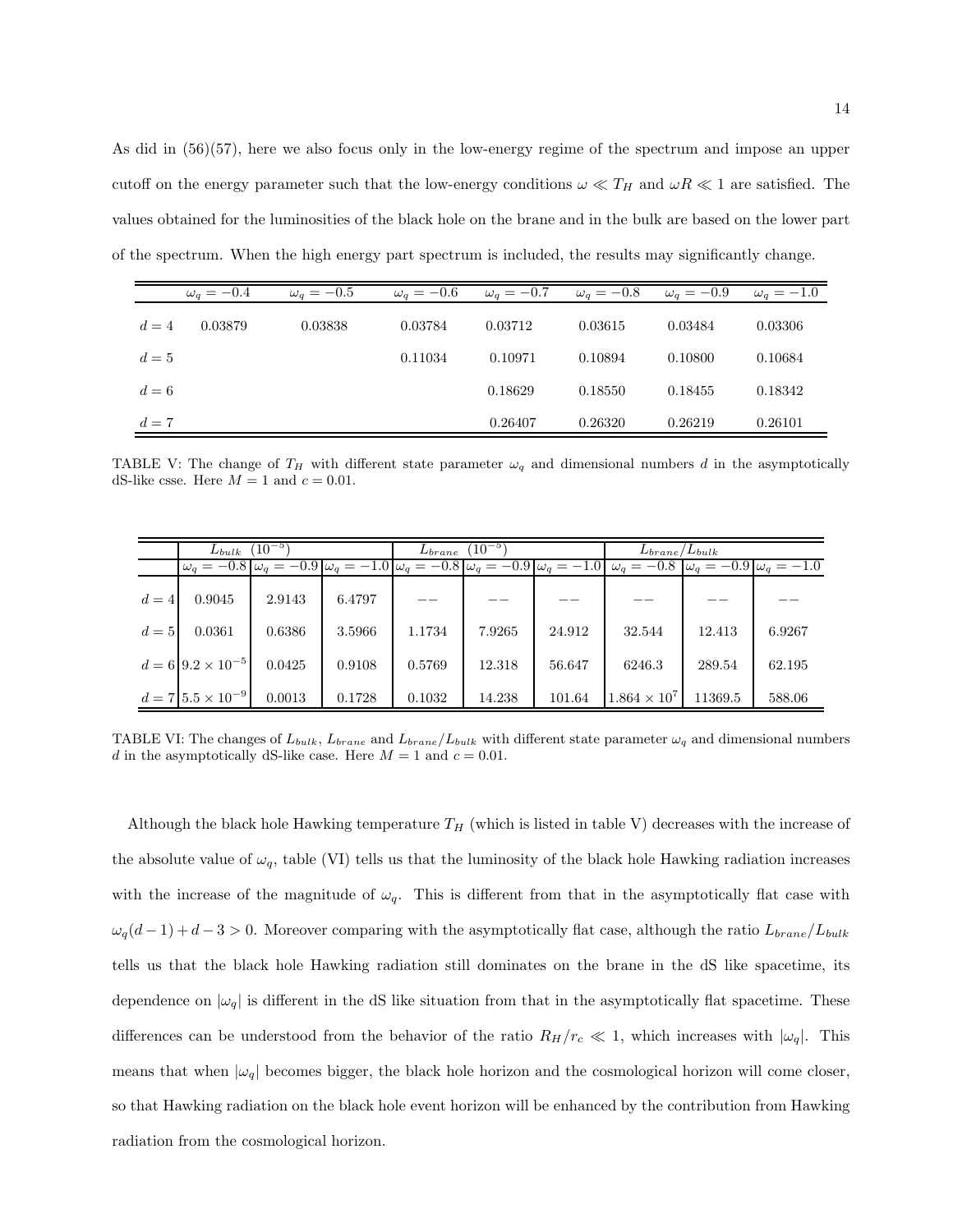As did in (56)(57), here we also focus only in the low-energy regime of the spectrum and impose an upper cutoff on the energy parameter such that the low-energy conditions $\omega \ll T_H$ and $\omega R \ll 1$ are satisfied. The values obtained for the luminosities of the black hole on the brane and in the bulk are based on the lower part of the spectrum. When the high energy part spectrum is included, the results may significantly change.

| | $\omega_q = -0.4$ | $\omega_q = -0.5$ | $\omega_q = -0.6$ | $\omega_q = -0.7$ | $\omega_q = -0.8$ | $\omega_q = -0.9$ | $\omega_q = -1.0$ |
|---|---|---|---|---|---|---|---|
| $d = 4$ | 0.03879 | 0.03838 | 0.03784 | 0.03712 | 0.03615 | 0.03484 | 0.03306 |
| $d = 5$ | | | 0.11034 | 0.10971 | 0.10894 | 0.10800 | 0.10684 |
| $d = 6$ | | | | 0.18629 | 0.18550 | 0.18455 | 0.18342 |
| $d = 7$ | | | | 0.26407 | 0.26320 | 0.26219 | 0.26101 |

TABLE V: The change of $T_H$ with different state parameter $\omega_q$ and dimensional numbers $d$ in the asymptotically dS-like csse. Here $M = 1$ and $c = 0.01$.

| | $L_{bulk}$ $(10^{-5})$ | | | $L_{brane}$ $(10^{-5})$ | | | $L_{brane}/L_{bulk}$ | | |
|---|---|---|---|---|---|---|---|---|---|
| | $\omega_q = -0.8$ | $\omega_q = -0.9$ | $\omega_q = -1.0$ | $\omega_q = -0.8$ | $\omega_q = -0.9$ | $\omega_q = -1.0$ | $\omega_q = -0.8$ | $\omega_q = -0.9$ | $\omega_q = -1.0$ |
| $d = 4$ | 0.9045 | 2.9143 | 6.4797 | −− | −− | −− | −− | −− | −− |
| $d = 5$ | 0.0361 | 0.6386 | 3.5966 | 1.1734 | 7.9265 | 24.912 | 32.544 | 12.413 | 6.9267 |
| $d = 6$ | $9.2 \times 10^{-5}$ | 0.0425 | 0.9108 | 0.5769 | 12.318 | 56.647 | 6246.3 | 289.54 | 62.195 |
| $d = 7$ | $5.5 \times 10^{-9}$ | 0.0013 | 0.1728 | 0.1032 | 14.238 | 101.64 | $1.864 \times 10^{7}$ | 11369.5 | 588.06 |

TABLE VI: The changes of $L_{bulk}$, $L_{brane}$ and $L_{brane}/L_{bulk}$ with different state parameter $\omega_q$ and dimensional numbers $d$ in the asymptotically dS-like case. Here $M = 1$ and $c = 0.01$.

Although the black hole Hawking temperature $T_H$ (which is listed in table V) decreases with the increase of the absolute value of $\omega_q$, table (VI) tells us that the luminosity of the black hole Hawking radiation increases with the increase of the magnitude of $\omega_q$. This is different from that in the asymptotically flat case with $\omega_q(d-1) + d - 3 > 0$. Moreover comparing with the asymptotically flat case, although the ratio $L_{brane}/L_{bulk}$ tells us that the black hole Hawking radiation still dominates on the brane in the dS like spacetime, its dependence on $|\omega_q|$ is different in the dS like situation from that in the asymptotically flat spacetime. These differences can be understood from the behavior of the ratio $R_H/r_c \ll 1$, which increases with $|\omega_q|$. This means that when $|\omega_q|$ becomes bigger, the black hole horizon and the cosmological horizon will come closer, so that Hawking radiation on the black hole event horizon will be enhanced by the contribution from Hawking radiation from the cosmological horizon.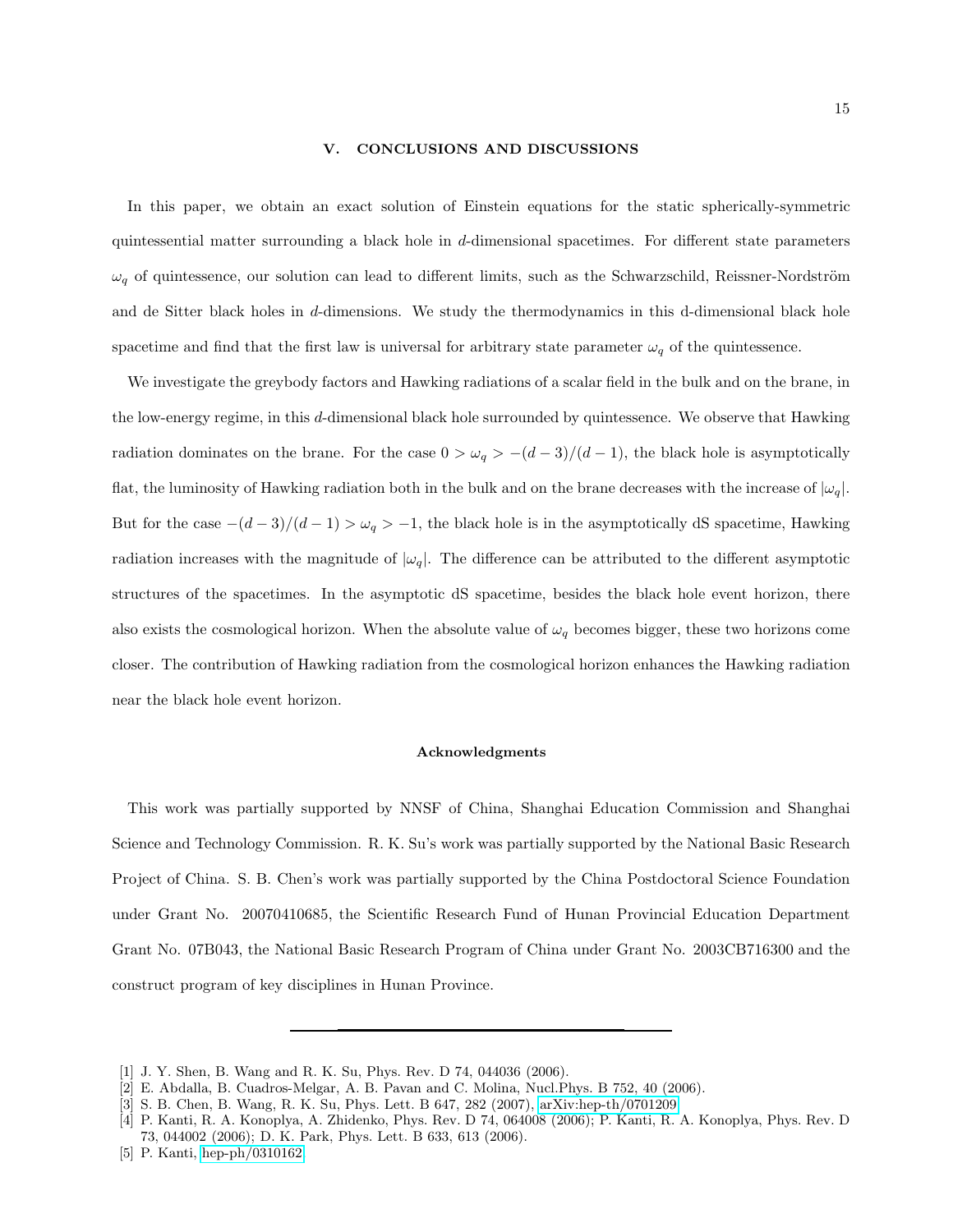## V. CONCLUSIONS AND DISCUSSIONS

In this paper, we obtain an exact solution of Einstein equations for the static spherically-symmetric quintessential matter surrounding a black hole in $d$-dimensional spacetimes. For different state parameters $\omega_q$ of quintessence, our solution can lead to different limits, such as the Schwarzschild, Reissner-Nordström and de Sitter black holes in $d$-dimensions. We study the thermodynamics in this d-dimensional black hole spacetime and find that the first law is universal for arbitrary state parameter $\omega_q$ of the quintessence.

We investigate the greybody factors and Hawking radiations of a scalar field in the bulk and on the brane, in the low-energy regime, in this $d$-dimensional black hole surrounded by quintessence. We observe that Hawking radiation dominates on the brane. For the case $0 > \omega_q > -(d-3)/(d-1)$, the black hole is asymptotically flat, the luminosity of Hawking radiation both in the bulk and on the brane decreases with the increase of $|\omega_q|$. But for the case $-(d-3)/(d-1) > \omega_q > -1$, the black hole is in the asymptotically dS spacetime, Hawking radiation increases with the magnitude of $|\omega_q|$. The difference can be attributed to the different asymptotic structures of the spacetimes. In the asymptotic dS spacetime, besides the black hole event horizon, there also exists the cosmological horizon. When the absolute value of $\omega_q$ becomes bigger, these two horizons come closer. The contribution of Hawking radiation from the cosmological horizon enhances the Hawking radiation near the black hole event horizon.

### Acknowledgments

This work was partially supported by NNSF of China, Shanghai Education Commission and Shanghai Science and Technology Commission. R. K. Su's work was partially supported by the National Basic Research Project of China. S. B. Chen's work was partially supported by the China Postdoctoral Science Foundation under Grant No. 20070410685, the Scientific Research Fund of Hunan Provincial Education Department Grant No. 07B043, the National Basic Research Program of China under Grant No. 2003CB716300 and the construct program of key disciplines in Hunan Province.

---

[1] J. Y. Shen, B. Wang and R. K. Su, Phys. Rev. D 74, 044036 (2006).

[2] E. Abdalla, B. Cuadros-Melgar, A. B. Pavan and C. Molina, Nucl.Phys. B 752, 40 (2006).

[3] S. B. Chen, B. Wang, R. K. Su, Phys. Lett. B 647, 282 (2007), arXiv:hep-th/0701209.

[4] P. Kanti, R. A. Konoplya, A. Zhidenko, Phys. Rev. D 74, 064008 (2006); P. Kanti, R. A. Konoplya, Phys. Rev. D 73, 044002 (2006); D. K. Park, Phys. Lett. B 633, 613 (2006).

[5] P. Kanti, hep-ph/0310162.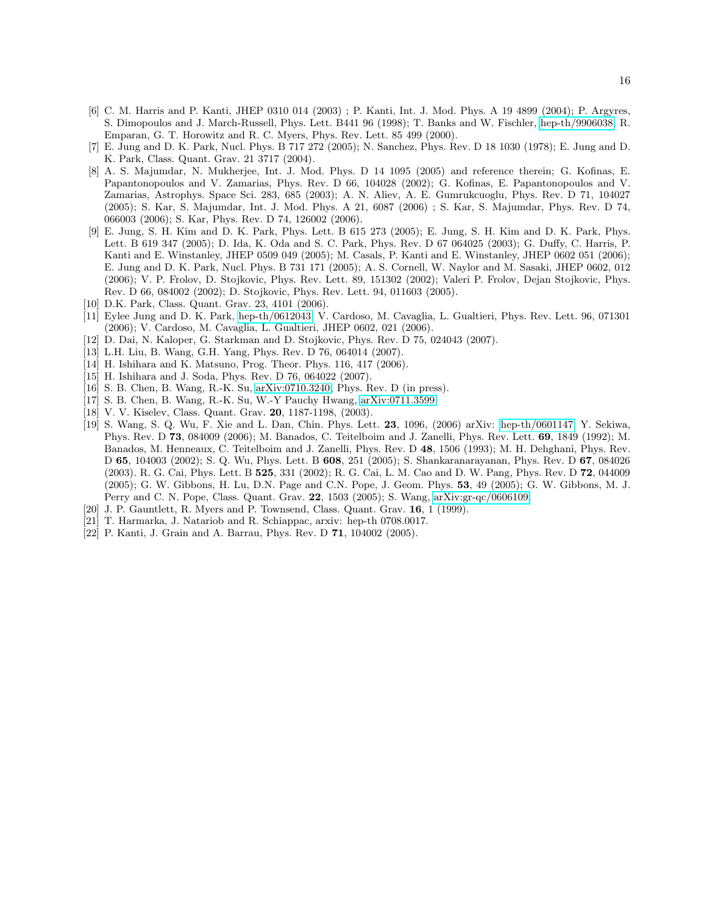[6] C. M. Harris and P. Kanti, JHEP 0310 014 (2003) ; P. Kanti, Int. J. Mod. Phys. A 19 4899 (2004); P. Argyres, S. Dimopoulos and J. March-Russell, Phys. Lett. B441 96 (1998); T. Banks and W. Fischler, hep-th/9906038; R. Emparan, G. T. Horowitz and R. C. Myers, Phys. Rev. Lett. 85 499 (2000).

[7] E. Jung and D. K. Park, Nucl. Phys. B 717 272 (2005); N. Sanchez, Phys. Rev. D 18 1030 (1978); E. Jung and D. K. Park, Class. Quant. Grav. 21 3717 (2004).

[8] A. S. Majumdar, N. Mukherjee, Int. J. Mod. Phys. D 14 1095 (2005) and reference therein; G. Kofinas, E. Papantonopoulos and V. Zamarias, Phys. Rev. D 66, 104028 (2002); G. Kofinas, E. Papantonopoulos and V. Zamarias, Astrophys. Space Sci. 283, 685 (2003); A. N. Aliev, A. E. Gumrukcuoglu, Phys. Rev. D 71, 104027 (2005); S. Kar, S. Majumdar, Int. J. Mod. Phys. A 21, 6087 (2006) ; S. Kar, S. Majumdar, Phys. Rev. D 74, 066003 (2006); S. Kar, Phys. Rev. D 74, 126002 (2006).

[9] E. Jung, S. H. Kim and D. K. Park, Phys. Lett. B 615 273 (2005); E. Jung, S. H. Kim and D. K. Park, Phys. Lett. B 619 347 (2005); D. Ida, K. Oda and S. C. Park, Phys. Rev. D 67 064025 (2003); G. Duffy, C. Harris, P. Kanti and E. Winstanley, JHEP 0509 049 (2005); M. Casals, P. Kanti and E. Winstanley, JHEP 0602 051 (2006); E. Jung and D. K. Park, Nucl. Phys. B 731 171 (2005); A. S. Cornell, W. Naylor and M. Sasaki, JHEP 0602, 012 (2006); V. P. Frolov, D. Stojkovic, Phys. Rev. Lett. 89, 151302 (2002); Valeri P. Frolov, Dejan Stojkovic, Phys. Rev. D 66, 084002 (2002); D. Stojkovic, Phys. Rev. Lett. 94, 011603 (2005).

[10] D.K. Park, Class. Quant. Grav. 23, 4101 (2006).

[11] Eylee Jung and D. K. Park, hep-th/0612043; V. Cardoso, M. Cavaglia, L. Gualtieri, Phys. Rev. Lett. 96, 071301 (2006); V. Cardoso, M. Cavaglia, L. Gualtieri, JHEP 0602, 021 (2006).

[12] D. Dai, N. Kaloper, G. Starkman and D. Stojkovic, Phys. Rev. D 75, 024043 (2007).

[13] L.H. Liu, B. Wang, G.H. Yang, Phys. Rev. D 76, 064014 (2007).

[14] H. Ishihara and K. Matsuno, Prog. Theor. Phys. 116, 417 (2006).

[15] H. Ishihara and J. Soda, Phys. Rev. D 76, 064022 (2007).

[16] S. B. Chen, B. Wang, R.-K. Su, arXiv:0710.3240, Phys. Rev. D (in press).

[17] S. B. Chen, B. Wang, R.-K. Su, W.-Y Pauchy Hwang, arXiv:0711.3599.

[18] V. V. Kiselev, Class. Quant. Grav. **20**, 1187-1198, (2003).

[19] S. Wang, S. Q. Wu, F. Xie and L. Dan, Chin. Phys. Lett. **23**, 1096, (2006) arXiv: hep-th/0601147; Y. Sekiwa, Phys. Rev. D **73**, 084009 (2006); M. Banados, C. Teitelboim and J. Zanelli, Phys. Rev. Lett. **69**, 1849 (1992); M. Banados, M. Henneaux, C. Teitelboim and J. Zanelli, Phys. Rev. D **48**, 1506 (1993); M. H. Dehghani, Phys. Rev. D **65**, 104003 (2002); S. Q. Wu, Phys. Lett. B **608**, 251 (2005); S. Shankaranarayanan, Phys. Rev. D **67**, 084026 (2003). R. G. Cai, Phys. Lett. B **525**, 331 (2002); R. G. Cai, L. M. Cao and D. W. Pang, Phys. Rev. D **72**, 044009 (2005); G. W. Gibbons, H. Lu, D.N. Page and C.N. Pope, J. Geom. Phys. **53**, 49 (2005); G. W. Gibbons, M. J. Perry and C. N. Pope, Class. Quant. Grav. **22**, 1503 (2005); S. Wang, arXiv:gr-qc/0606109.

[20] J. P. Gauntlett, R. Myers and P. Townsend, Class. Quant. Grav. **16**, 1 (1999).

[21] T. Harmarka, J. Natariob and R. Schiappac, arxiv: hep-th 0708.0017.

[22] P. Kanti, J. Grain and A. Barrau, Phys. Rev. D **71**, 104002 (2005).